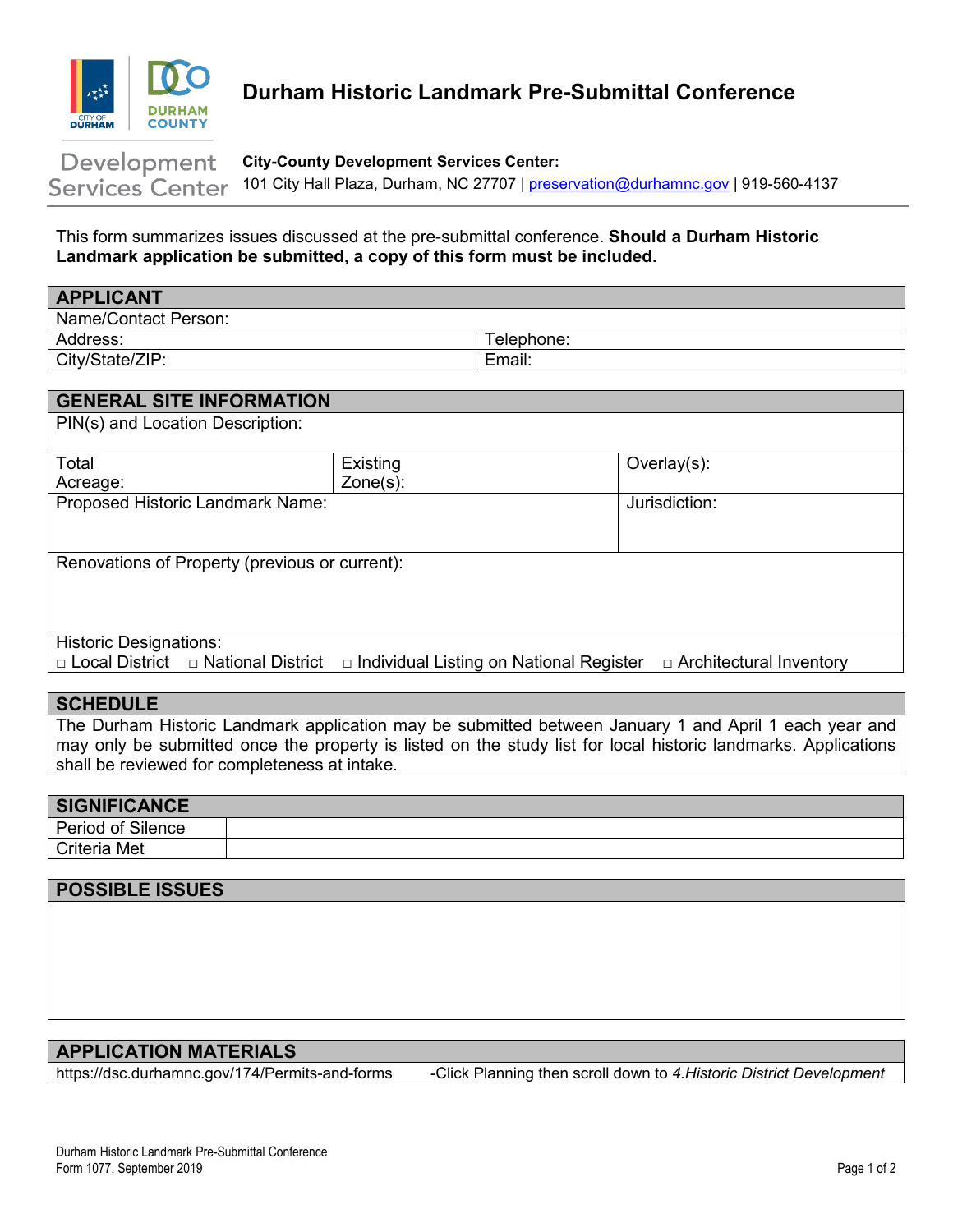# Durham Historic Landmark Pre-Submittal Conference

Development Services Center

**City-County Development Services Center:**
101 City Hall Plaza, Durham, NC 27707 | preservation@durhamnc.gov | 919-560-4137

This form summarizes issues discussed at the pre-submittal conference. **Should a Durham Historic Landmark application be submitted, a copy of this form must be included.**

| APPLICANT | |
|---|---|
| Name/Contact Person: | |
| Address: | Telephone: |
| City/State/ZIP: | Email: |

| GENERAL SITE INFORMATION | | |
|---|---|---|
| PIN(s) and Location Description: | | |
| Total Acreage: | Existing Zone(s): | Overlay(s): |
| Proposed Historic Landmark Name: | | Jurisdiction: |
| Renovations of Property (previous or current): | | |
| Historic Designations: ◻ Local District ◻ National District ◻ Individual Listing on National Register ◻ Architectural Inventory | | |

| SCHEDULE |
|---|
| The Durham Historic Landmark application may be submitted between January 1 and April 1 each year and may only be submitted once the property is listed on the study list for local historic landmarks. Applications shall be reviewed for completeness at intake. |

| SIGNIFICANCE | |
|---|---|
| Period of Silence | |
| Criteria Met | |

| POSSIBLE ISSUES |
|---|
| |

| APPLICATION MATERIALS | |
|---|---|
| https://dsc.durhamnc.gov/174/Permits-and-forms | -Click Planning then scroll down to *4.Historic District Development* |

Durham Historic Landmark Pre-Submittal Conference
Form 1077, September 2019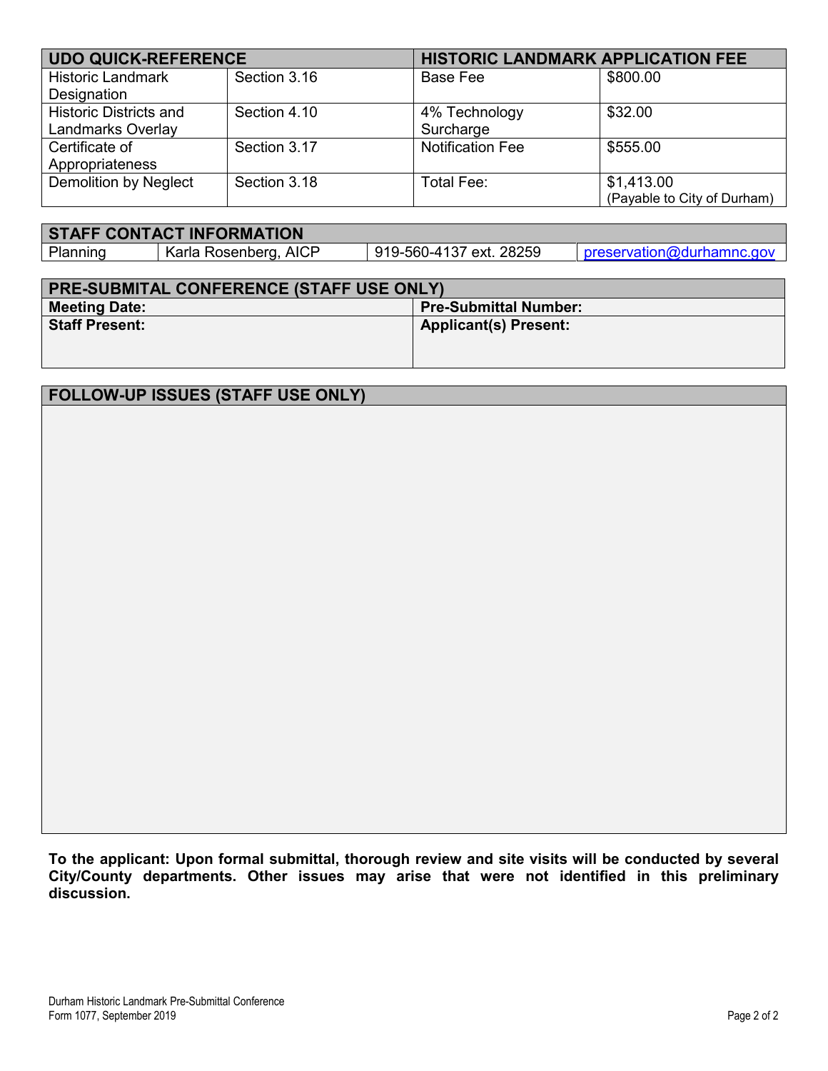| UDO QUICK-REFERENCE | | HISTORIC LANDMARK APPLICATION FEE | |
|---|---|---|---|
| Historic Landmark Designation | Section 3.16 | Base Fee | $800.00 |
| Historic Districts and Landmarks Overlay | Section 4.10 | 4% Technology Surcharge | $32.00 |
| Certificate of Appropriateness | Section 3.17 | Notification Fee | $555.00 |
| Demolition by Neglect | Section 3.18 | Total Fee: | $1,413.00 (Payable to City of Durham) |

| STAFF CONTACT INFORMATION | | | |
|---|---|---|---|
| Planning | Karla Rosenberg, AICP | 919-560-4137 ext. 28259 | preservation@durhamnc.gov |

| PRE-SUBMITAL CONFERENCE (STAFF USE ONLY) | |
|---|---|
| **Meeting Date:** | **Pre-Submittal Number:** |
| **Staff Present:** | **Applicant(s) Present:** |

| FOLLOW-UP ISSUES (STAFF USE ONLY) |
|---|
| |

**To the applicant: Upon formal submittal, thorough review and site visits will be conducted by several City/County departments. Other issues may arise that were not identified in this preliminary discussion.**

Durham Historic Landmark Pre-Submittal Conference
Form 1077, September 2019